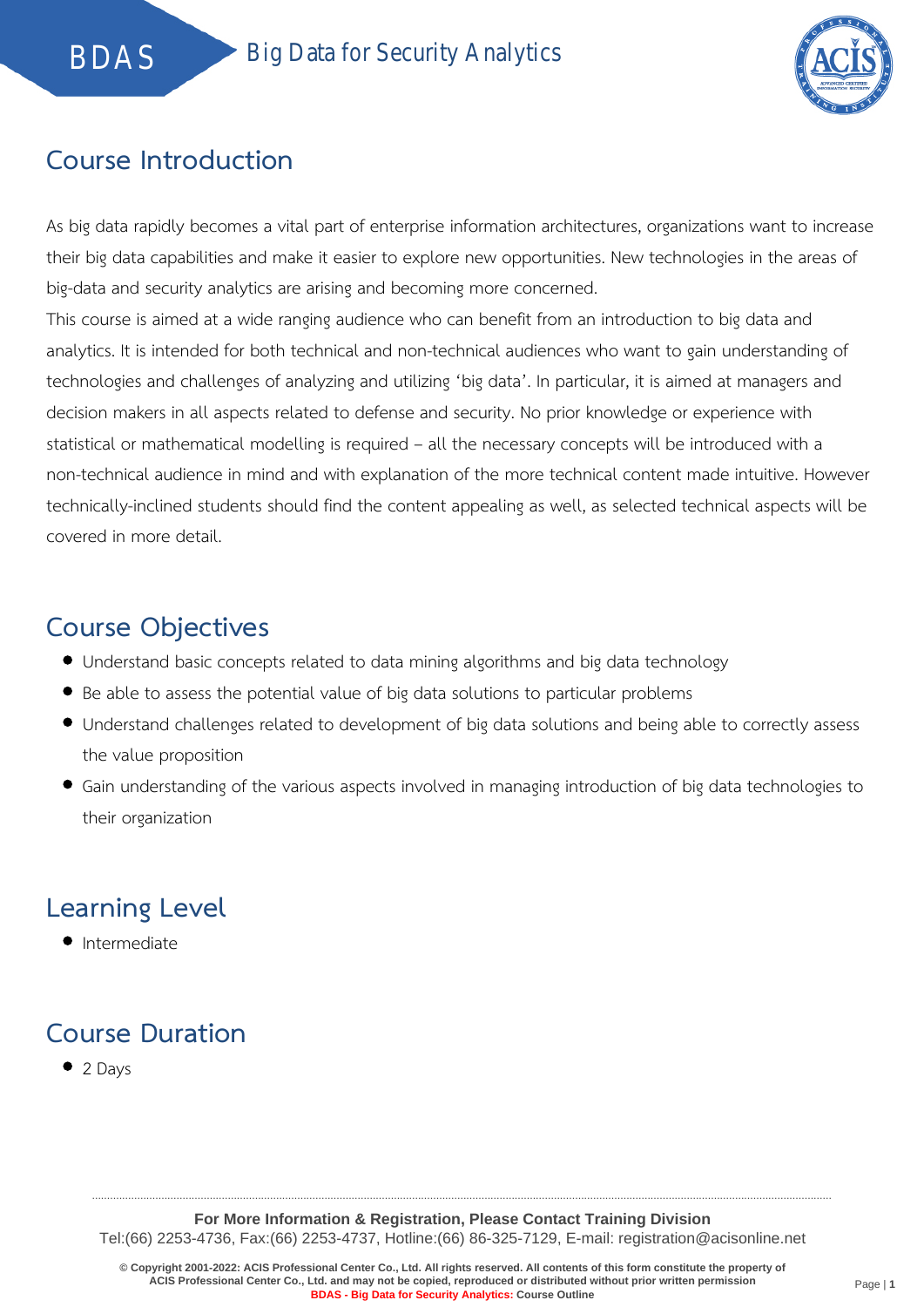# BDAS Big Data for Security Analytics

## Course Introduction

As big data rapidly becomes a vital part of enterprise information architectures, organizations want to increase their big data capabilities and make it easier to explore new opportunities. New technologies in the areas of big-data and security analytics are arising and becoming more concerned.

This course is aimed at a wide ranging audience who can benefit from an introduction to big data and analytics. It is intended for both technical and non-technical audiences who want to gain understanding of technologies and challenges of analyzing and utilizing 'big data'. In particular, it is aimed at managers and decision makers in all aspects related to defense and security. No prior knowledge or experience with statistical or mathematical modelling is required – all the necessary concepts will be introduced with a non-technical audience in mind and with explanation of the more technical content made intuitive. However technically-inclined students should find the content appealing as well, as selected technical aspects will be covered in more detail.

## Course Objectives

- Understand basic concepts related to data mining algorithms and big data technology
- Be able to assess the potential value of big data solutions to particular problems
- Understand challenges related to development of big data solutions and being able to correctly assess the value proposition
- Gain understanding of the various aspects involved in managing introduction of big data technologies to their organization

## Learning Level

- Intermediate

## Course Duration

- 2 Days

**For More Information & Registration, Please Contact Training Division**
Tel:(66) 2253-4736, Fax:(66) 2253-4737, Hotline:(66) 86-325-7129, E-mail: registration@acisonline.net

**© Copyright 2001-2022: ACIS Professional Center Co., Ltd. All rights reserved. All contents of this form constitute the property of ACIS Professional Center Co., Ltd. and may not be copied, reproduced or distributed without prior written permission**
**BDAS - Big Data for Security Analytics: Course Outline**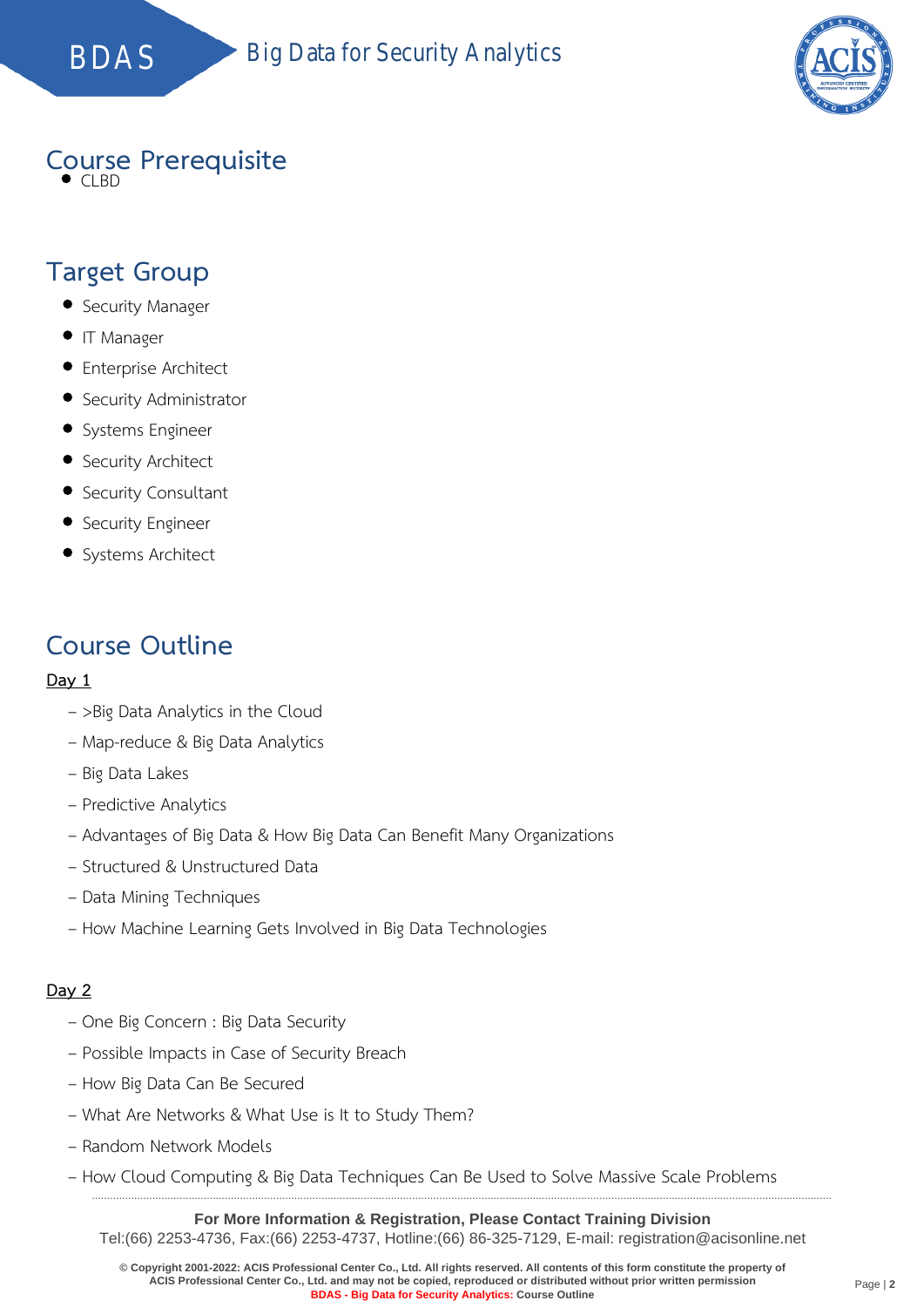## Course Prerequisite

- CLBD

## Target Group

- Security Manager
- IT Manager
- Enterprise Architect
- Security Administrator
- Systems Engineer
- Security Architect
- Security Consultant
- Security Engineer
- Systems Architect

## Course Outline

**Day 1**

– >Big Data Analytics in the Cloud
– Map-reduce & Big Data Analytics
– Big Data Lakes
– Predictive Analytics
– Advantages of Big Data & How Big Data Can Benefit Many Organizations
– Structured & Unstructured Data
– Data Mining Techniques
– How Machine Learning Gets Involved in Big Data Technologies

**Day 2**

– One Big Concern : Big Data Security
– Possible Impacts in Case of Security Breach
– How Big Data Can Be Secured
– What Are Networks & What Use is It to Study Them?
– Random Network Models
– How Cloud Computing & Big Data Techniques Can Be Used to Solve Massive Scale Problems

**For More Information & Registration, Please Contact Training Division**
Tel:(66) 2253-4736, Fax:(66) 2253-4737, Hotline:(66) 86-325-7129, E-mail: registration@acisonline.net

**© Copyright 2001-2022: ACIS Professional Center Co., Ltd. All rights reserved. All contents of this form constitute the property of ACIS Professional Center Co., Ltd. and may not be copied, reproduced or distributed without prior written permission**
**BDAS - Big Data for Security Analytics: Course Outline**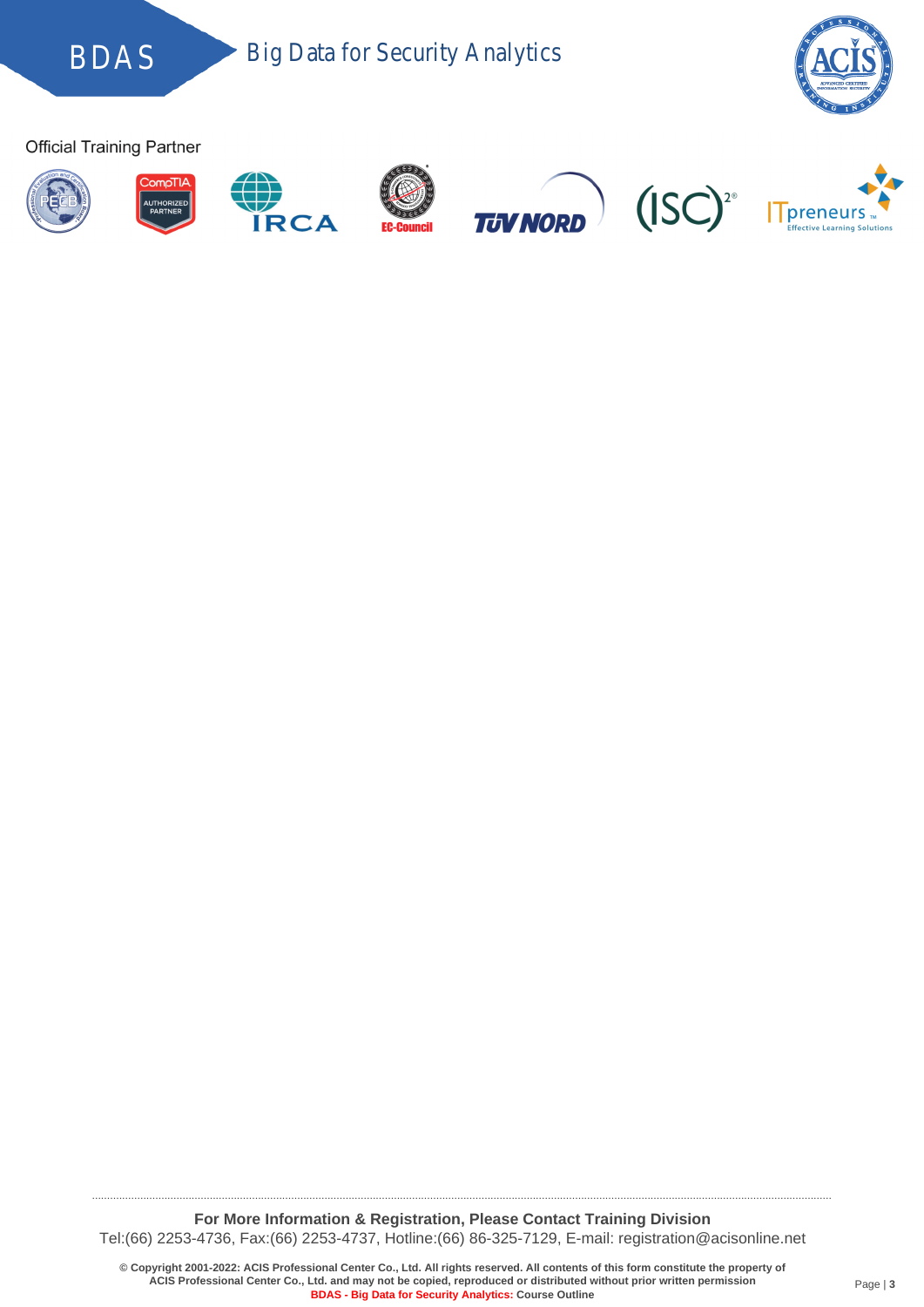Official Training Partner

For More Information & Registration, Please Contact Training Division

Tel:(66) 2253-4736, Fax:(66) 2253-4737, Hotline:(66) 86-325-7129, E-mail: registration@acisonline.net

**© Copyright 2001-2022: ACIS Professional Center Co., Ltd. All rights reserved. All contents of this form constitute the property of ACIS Professional Center Co., Ltd. and may not be copied, reproduced or distributed without prior written permission**